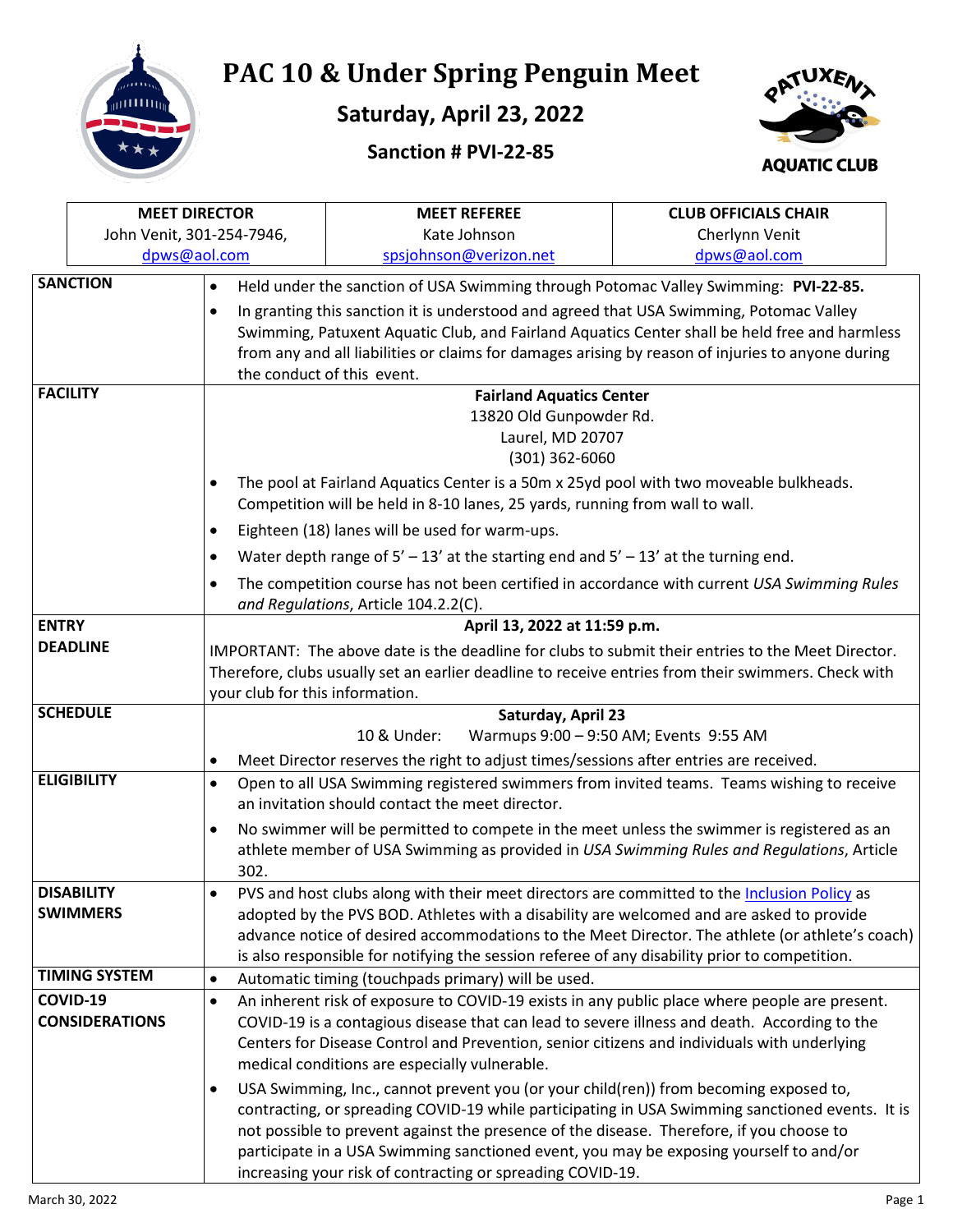# PAC 10 & Under Spring Penguin Meet

## Saturday, April 23, 2022

### Sanction # PVI-22-85

| MEET DIRECTOR | MEET REFEREE | CLUB OFFICIALS CHAIR |
|---|---|---|
| John Venit, 301-254-7946, dpws@aol.com | Kate Johnson spsjohnson@verizon.net | Cherlynn Venit dpws@aol.com |

| | |
|---|---|
| **SANCTION** | • Held under the sanction of USA Swimming through Potomac Valley Swimming: **PVI-22-85.**<br>• In granting this sanction it is understood and agreed that USA Swimming, Potomac Valley Swimming, Patuxent Aquatic Club, and Fairland Aquatics Center shall be held free and harmless from any and all liabilities or claims for damages arising by reason of injuries to anyone during the conduct of this event. |
| **FACILITY** | **Fairland Aquatics Center**<br>13820 Old Gunpowder Rd.<br>Laurel, MD 20707<br>(301) 362-6060<br>• The pool at Fairland Aquatics Center is a 50m x 25yd pool with two moveable bulkheads. Competition will be held in 8-10 lanes, 25 yards, running from wall to wall.<br>• Eighteen (18) lanes will be used for warm-ups.<br>• Water depth range of 5' – 13' at the starting end and 5' – 13' at the turning end.<br>• The competition course has not been certified in accordance with current *USA Swimming Rules and Regulations*, Article 104.2.2(C). |
| **ENTRY DEADLINE** | **April 13, 2022 at 11:59 p.m.**<br>IMPORTANT: The above date is the deadline for clubs to submit their entries to the Meet Director. Therefore, clubs usually set an earlier deadline to receive entries from their swimmers. Check with your club for this information. |
| **SCHEDULE** | **Saturday, April 23**<br>10 & Under: Warmups 9:00 – 9:50 AM; Events 9:55 AM<br>• Meet Director reserves the right to adjust times/sessions after entries are received. |
| **ELIGIBILITY** | • Open to all USA Swimming registered swimmers from invited teams. Teams wishing to receive an invitation should contact the meet director.<br>• No swimmer will be permitted to compete in the meet unless the swimmer is registered as an athlete member of USA Swimming as provided in *USA Swimming Rules and Regulations*, Article 302. |
| **DISABILITY SWIMMERS** | • PVS and host clubs along with their meet directors are committed to the Inclusion Policy as adopted by the PVS BOD. Athletes with a disability are welcomed and are asked to provide advance notice of desired accommodations to the Meet Director. The athlete (or athlete's coach) is also responsible for notifying the session referee of any disability prior to competition. |
| **TIMING SYSTEM** | • Automatic timing (touchpads primary) will be used. |
| **COVID-19 CONSIDERATIONS** | • An inherent risk of exposure to COVID-19 exists in any public place where people are present. COVID-19 is a contagious disease that can lead to severe illness and death. According to the Centers for Disease Control and Prevention, senior citizens and individuals with underlying medical conditions are especially vulnerable.<br>• USA Swimming, Inc., cannot prevent you (or your child(ren)) from becoming exposed to, contracting, or spreading COVID-19 while participating in USA Swimming sanctioned events. It is not possible to prevent against the presence of the disease. Therefore, if you choose to participate in a USA Swimming sanctioned event, you may be exposing yourself to and/or increasing your risk of contracting or spreading COVID-19. |

March 30, 2022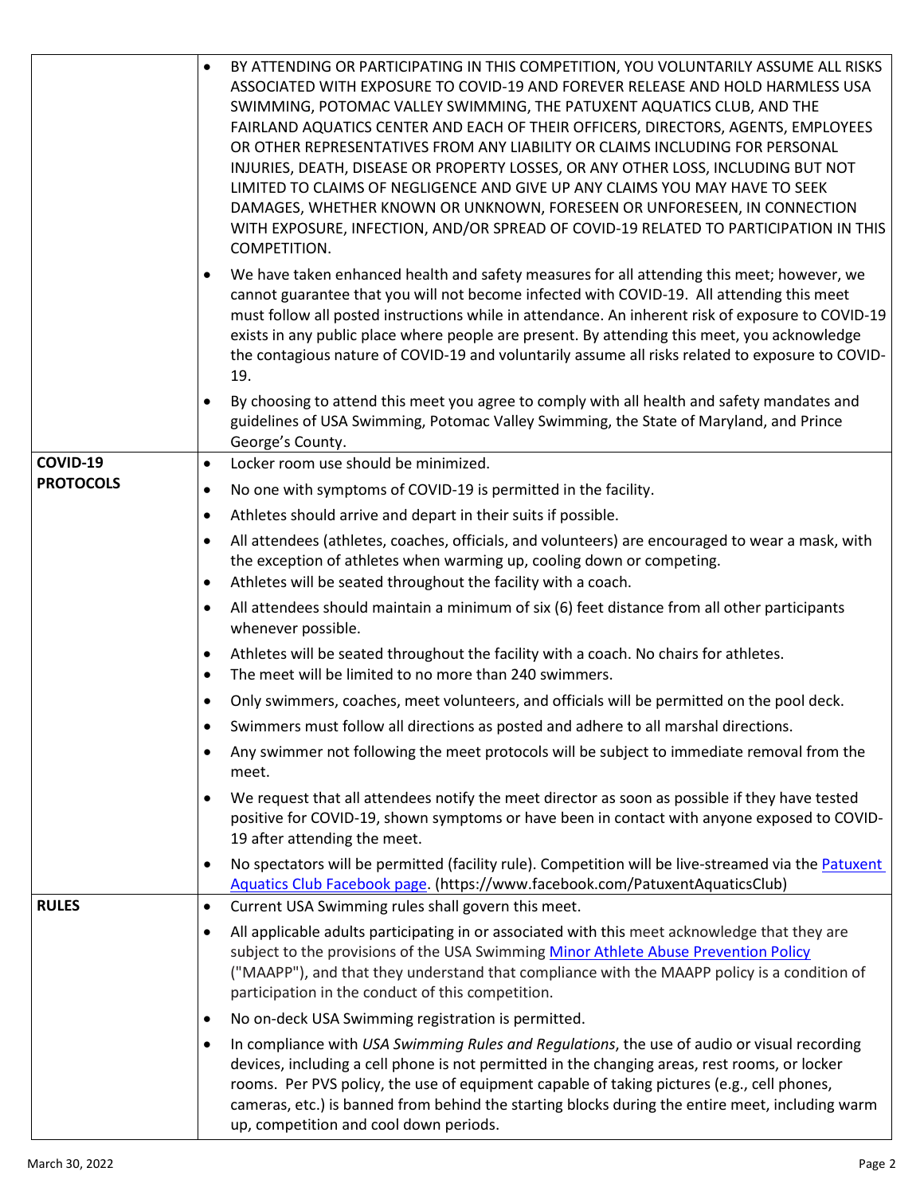| | |
|---|---|
| | • BY ATTENDING OR PARTICIPATING IN THIS COMPETITION, YOU VOLUNTARILY ASSUME ALL RISKS ASSOCIATED WITH EXPOSURE TO COVID-19 AND FOREVER RELEASE AND HOLD HARMLESS USA SWIMMING, POTOMAC VALLEY SWIMMING, THE PATUXENT AQUATICS CLUB, AND THE FAIRLAND AQUATICS CENTER AND EACH OF THEIR OFFICERS, DIRECTORS, AGENTS, EMPLOYEES OR OTHER REPRESENTATIVES FROM ANY LIABILITY OR CLAIMS INCLUDING FOR PERSONAL INJURIES, DEATH, DISEASE OR PROPERTY LOSSES, OR ANY OTHER LOSS, INCLUDING BUT NOT LIMITED TO CLAIMS OF NEGLIGENCE AND GIVE UP ANY CLAIMS YOU MAY HAVE TO SEEK DAMAGES, WHETHER KNOWN OR UNKNOWN, FORESEEN OR UNFORESEEN, IN CONNECTION WITH EXPOSURE, INFECTION, AND/OR SPREAD OF COVID-19 RELATED TO PARTICIPATION IN THIS COMPETITION.<br>• We have taken enhanced health and safety measures for all attending this meet; however, we cannot guarantee that you will not become infected with COVID-19. All attending this meet must follow all posted instructions while in attendance. An inherent risk of exposure to COVID-19 exists in any public place where people are present. By attending this meet, you acknowledge the contagious nature of COVID-19 and voluntarily assume all risks related to exposure to COVID-19.<br>• By choosing to attend this meet you agree to comply with all health and safety mandates and guidelines of USA Swimming, Potomac Valley Swimming, the State of Maryland, and Prince George's County. |
| **COVID-19 PROTOCOLS** | • Locker room use should be minimized.<br>• No one with symptoms of COVID-19 is permitted in the facility.<br>• Athletes should arrive and depart in their suits if possible.<br>• All attendees (athletes, coaches, officials, and volunteers) are encouraged to wear a mask, with the exception of athletes when warming up, cooling down or competing.<br>• Athletes will be seated throughout the facility with a coach.<br>• All attendees should maintain a minimum of six (6) feet distance from all other participants whenever possible.<br>• Athletes will be seated throughout the facility with a coach. No chairs for athletes.<br>• The meet will be limited to no more than 240 swimmers.<br>• Only swimmers, coaches, meet volunteers, and officials will be permitted on the pool deck.<br>• Swimmers must follow all directions as posted and adhere to all marshal directions.<br>• Any swimmer not following the meet protocols will be subject to immediate removal from the meet.<br>• We request that all attendees notify the meet director as soon as possible if they have tested positive for COVID-19, shown symptoms or have been in contact with anyone exposed to COVID-19 after attending the meet.<br>• No spectators will be permitted (facility rule). Competition will be live-streamed via the [Patuxent Aquatics Club Facebook page](https://www.facebook.com/PatuxentAquaticsClub). (https://www.facebook.com/PatuxentAquaticsClub) |
| **RULES** | • Current USA Swimming rules shall govern this meet.<br>• All applicable adults participating in or associated with this meet acknowledge that they are subject to the provisions of the USA Swimming Minor Athlete Abuse Prevention Policy ("MAAPP"), and that they understand that compliance with the MAAPP policy is a condition of participation in the conduct of this competition.<br>• No on-deck USA Swimming registration is permitted.<br>• In compliance with *USA Swimming Rules and Regulations*, the use of audio or visual recording devices, including a cell phone is not permitted in the changing areas, rest rooms, or locker rooms. Per PVS policy, the use of equipment capable of taking pictures (e.g., cell phones, cameras, etc.) is banned from behind the starting blocks during the entire meet, including warm up, competition and cool down periods. |

March 30, 2022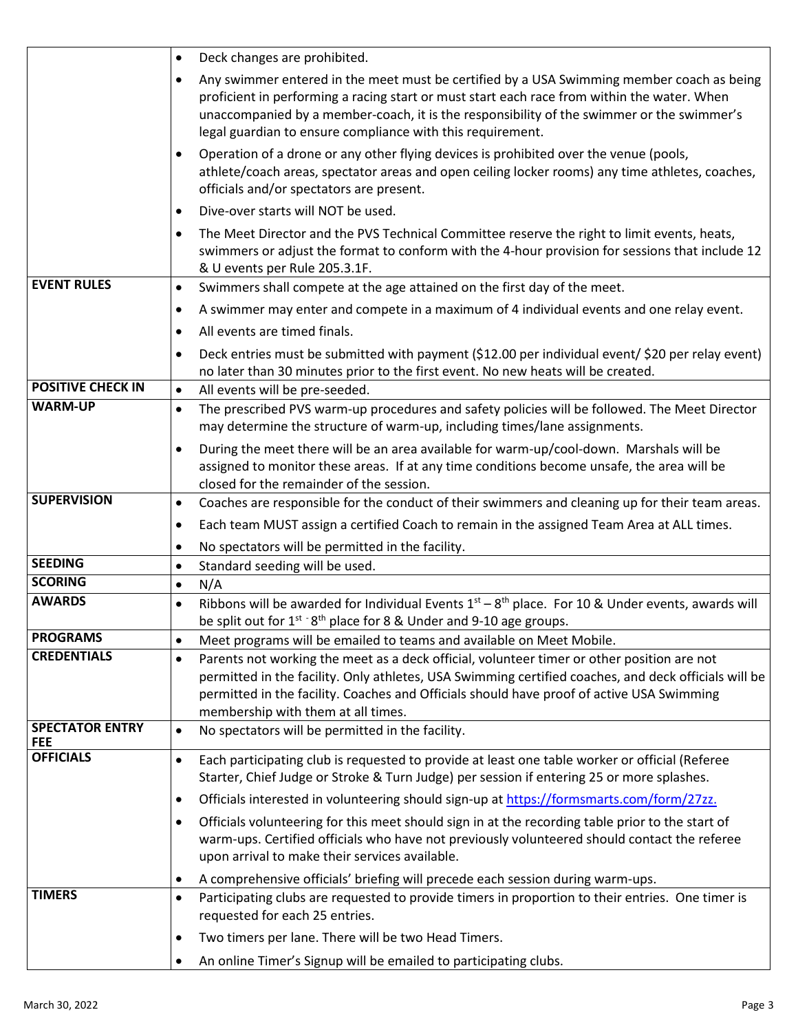| | |
|---|---|
| | • Deck changes are prohibited.<br>• Any swimmer entered in the meet must be certified by a USA Swimming member coach as being proficient in performing a racing start or must start each race from within the water. When unaccompanied by a member-coach, it is the responsibility of the swimmer or the swimmer's legal guardian to ensure compliance with this requirement.<br>• Operation of a drone or any other flying devices is prohibited over the venue (pools, athlete/coach areas, spectator areas and open ceiling locker rooms) any time athletes, coaches, officials and/or spectators are present.<br>• Dive-over starts will NOT be used.<br>• The Meet Director and the PVS Technical Committee reserve the right to limit events, heats, swimmers or adjust the format to conform with the 4-hour provision for sessions that include 12 & U events per Rule 205.3.1F. |
| **EVENT RULES** | • Swimmers shall compete at the age attained on the first day of the meet.<br>• A swimmer may enter and compete in a maximum of 4 individual events and one relay event.<br>• All events are timed finals.<br>• Deck entries must be submitted with payment ($12.00 per individual event/ $20 per relay event) no later than 30 minutes prior to the first event. No new heats will be created. |
| **POSITIVE CHECK IN** | • All events will be pre-seeded. |
| **WARM-UP** | • The prescribed PVS warm-up procedures and safety policies will be followed. The Meet Director may determine the structure of warm-up, including times/lane assignments.<br>• During the meet there will be an area available for warm-up/cool-down. Marshals will be assigned to monitor these areas. If at any time conditions become unsafe, the area will be closed for the remainder of the session. |
| **SUPERVISION** | • Coaches are responsible for the conduct of their swimmers and cleaning up for their team areas.<br>• Each team MUST assign a certified Coach to remain in the assigned Team Area at ALL times.<br>• No spectators will be permitted in the facility. |
| **SEEDING** | • Standard seeding will be used. |
| **SCORING** | • N/A |
| **AWARDS** | • Ribbons will be awarded for Individual Events 1st – 8th place. For 10 & Under events, awards will be split out for 1st - 8th place for 8 & Under and 9-10 age groups. |
| **PROGRAMS** | • Meet programs will be emailed to teams and available on Meet Mobile. |
| **CREDENTIALS** | • Parents not working the meet as a deck official, volunteer timer or other position are not permitted in the facility. Only athletes, USA Swimming certified coaches, and deck officials will be permitted in the facility. Coaches and Officials should have proof of active USA Swimming membership with them at all times. |
| **SPECTATOR ENTRY FEE** | • No spectators will be permitted in the facility. |
| **OFFICIALS** | • Each participating club is requested to provide at least one table worker or official (Referee Starter, Chief Judge or Stroke & Turn Judge) per session if entering 25 or more splashes.<br>• Officials interested in volunteering should sign-up at https://formsmarts.com/form/27zz.<br>• Officials volunteering for this meet should sign in at the recording table prior to the start of warm-ups. Certified officials who have not previously volunteered should contact the referee upon arrival to make their services available.<br>• A comprehensive officials' briefing will precede each session during warm-ups. |
| **TIMERS** | • Participating clubs are requested to provide timers in proportion to their entries. One timer is requested for each 25 entries.<br>• Two timers per lane. There will be two Head Timers.<br>• An online Timer's Signup will be emailed to participating clubs. |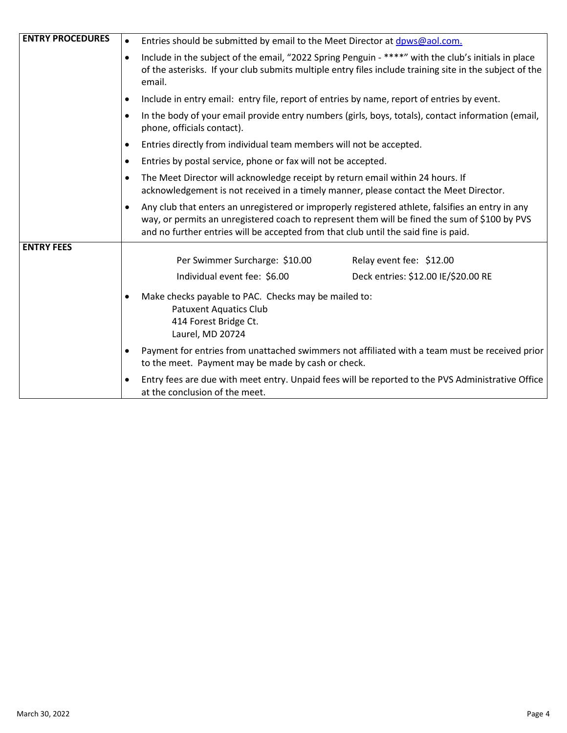| | |
|---|---|
| **ENTRY PROCEDURES** | • Entries should be submitted by email to the Meet Director at [dpws@aol.com.](mailto:dpws@aol.com)<br>• Include in the subject of the email, "2022 Spring Penguin - ****" with the club's initials in place of the asterisks. If your club submits multiple entry files include training site in the subject of the email.<br>• Include in entry email: entry file, report of entries by name, report of entries by event.<br>• In the body of your email provide entry numbers (girls, boys, totals), contact information (email, phone, officials contact).<br>• Entries directly from individual team members will not be accepted.<br>• Entries by postal service, phone or fax will not be accepted.<br>• The Meet Director will acknowledge receipt by return email within 24 hours. If acknowledgement is not received in a timely manner, please contact the Meet Director.<br>• Any club that enters an unregistered or improperly registered athlete, falsifies an entry in any way, or permits an unregistered coach to represent them will be fined the sum of $100 by PVS and no further entries will be accepted from that club until the said fine is paid. |
| **ENTRY FEES** | Per Swimmer Surcharge: $10.00 &nbsp;&nbsp;&nbsp; Relay event fee: $12.00<br>Individual event fee: $6.00 &nbsp;&nbsp;&nbsp; Deck entries: $12.00 IE/$20.00 RE<br>• Make checks payable to PAC. Checks may be mailed to:<br>&nbsp;&nbsp;&nbsp;&nbsp;Patuxent Aquatics Club<br>&nbsp;&nbsp;&nbsp;&nbsp;414 Forest Bridge Ct.<br>&nbsp;&nbsp;&nbsp;&nbsp;Laurel, MD 20724<br>• Payment for entries from unattached swimmers not affiliated with a team must be received prior to the meet. Payment may be made by cash or check.<br>• Entry fees are due with meet entry. Unpaid fees will be reported to the PVS Administrative Office at the conclusion of the meet. |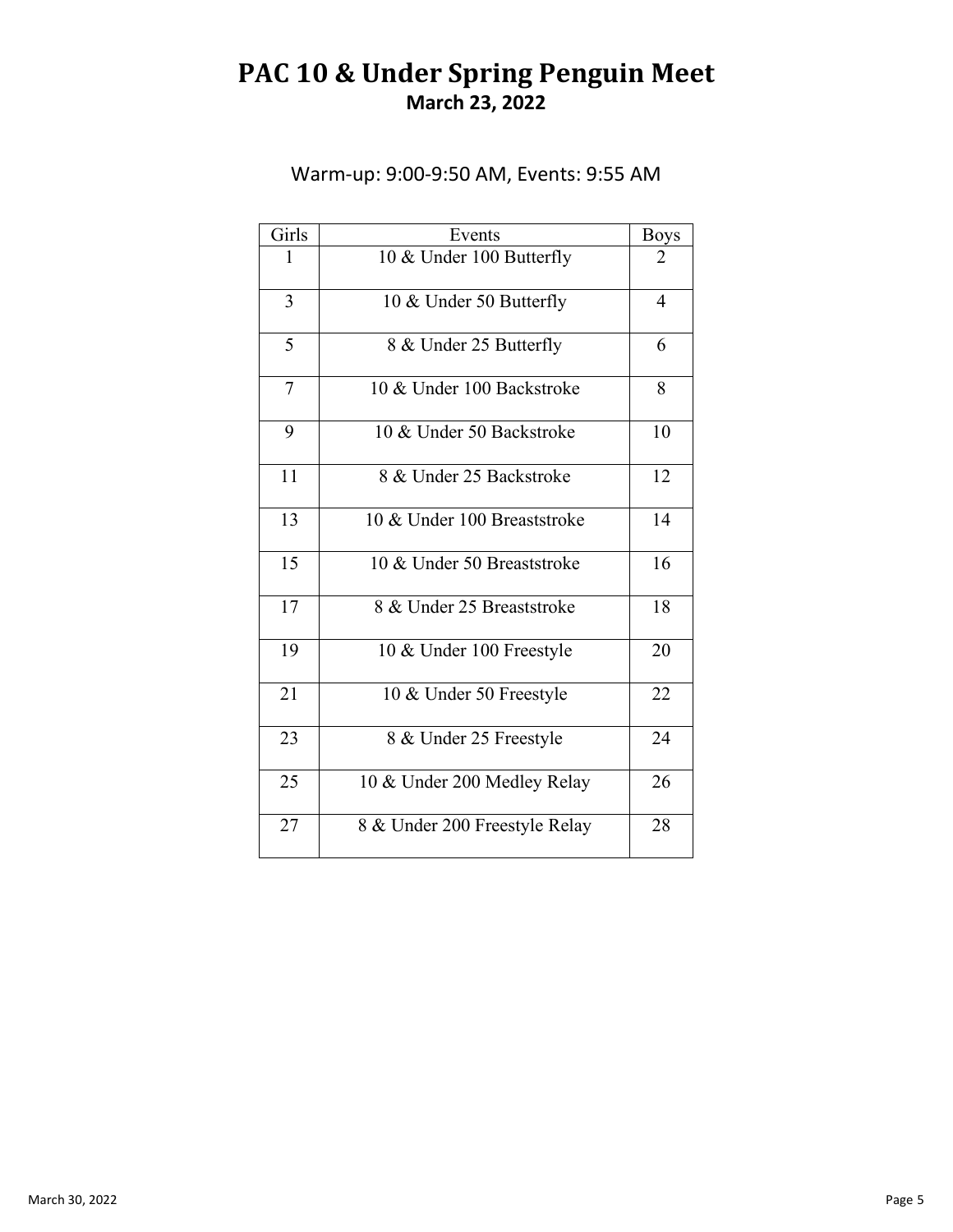# PAC 10 & Under Spring Penguin Meet

## March 23, 2022

Warm-up: 9:00-9:50 AM, Events: 9:55 AM

| Girls | Events | Boys |
|---|---|---|
| 1 | 10 & Under 100 Butterfly | 2 |
| 3 | 10 & Under 50 Butterfly | 4 |
| 5 | 8 & Under 25 Butterfly | 6 |
| 7 | 10 & Under 100 Backstroke | 8 |
| 9 | 10 & Under 50 Backstroke | 10 |
| 11 | 8 & Under 25 Backstroke | 12 |
| 13 | 10 & Under 100 Breaststroke | 14 |
| 15 | 10 & Under 50 Breaststroke | 16 |
| 17 | 8 & Under 25 Breaststroke | 18 |
| 19 | 10 & Under 100 Freestyle | 20 |
| 21 | 10 & Under 50 Freestyle | 22 |
| 23 | 8 & Under 25 Freestyle | 24 |
| 25 | 10 & Under 200 Medley Relay | 26 |
| 27 | 8 & Under 200 Freestyle Relay | 28 |